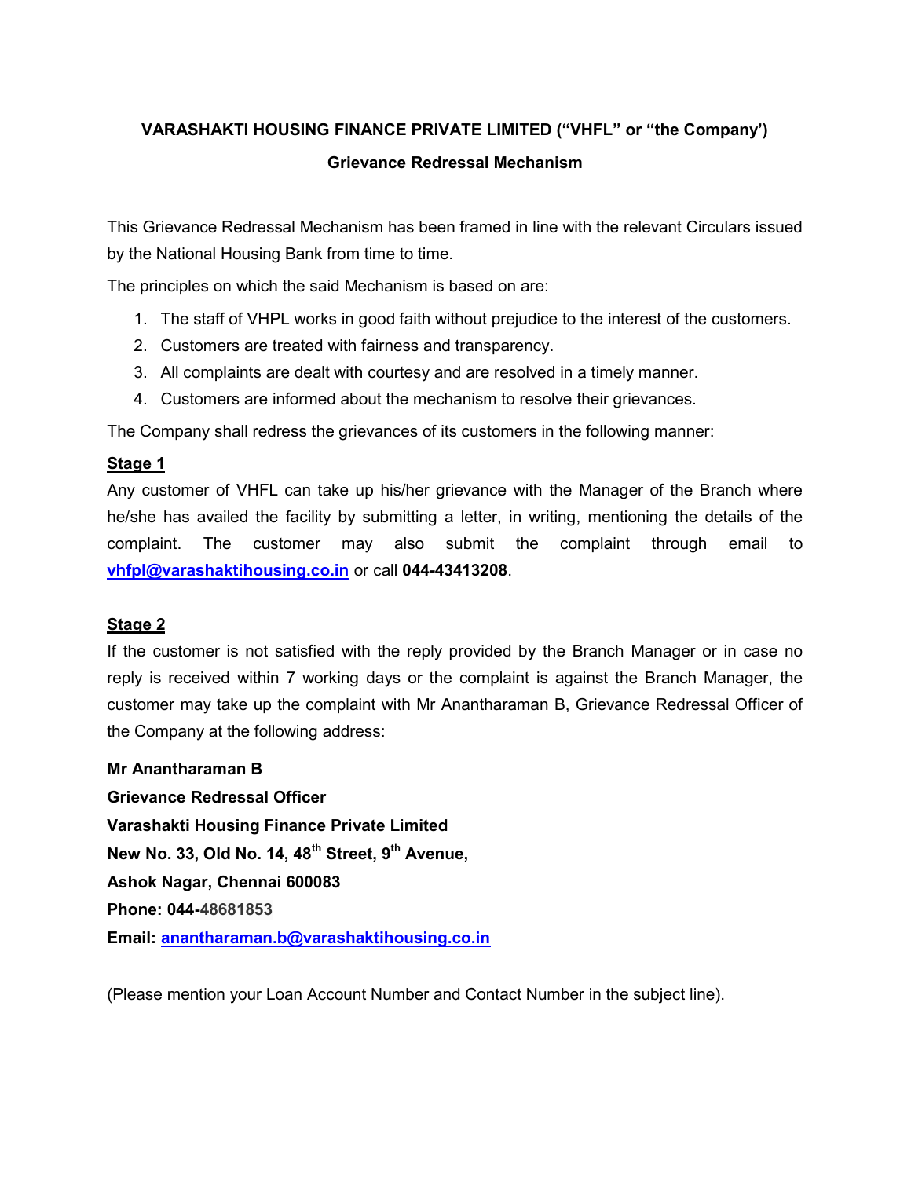**VARASHAKTI HOUSING FINANCE PRIVATE LIMITED (“VHFL” or “the Company’)**

**Grievance Redressal Mechanism**

This Grievance Redressal Mechanism has been framed in line with the relevant Circulars issued by the National Housing Bank from time to time.

The principles on which the said Mechanism is based on are:

1. The staff of VHPL works in good faith without prejudice to the interest of the customers.
2. Customers are treated with fairness and transparency.
3. All complaints are dealt with courtesy and are resolved in a timely manner.
4. Customers are informed about the mechanism to resolve their grievances.

The Company shall redress the grievances of its customers in the following manner:

**Stage 1**

Any customer of VHFL can take up his/her grievance with the Manager of the Branch where he/she has availed the facility by submitting a letter, in writing, mentioning the details of the complaint. The customer may also submit the complaint through email to vhfpl@varashaktihousing.co.in or call **044-43413208**.

**Stage 2**

If the customer is not satisfied with the reply provided by the Branch Manager or in case no reply is received within 7 working days or the complaint is against the Branch Manager, the customer may take up the complaint with Mr Anantharaman B, Grievance Redressal Officer of the Company at the following address:

**Mr Anantharaman B**
**Grievance Redressal Officer**
**Varashakti Housing Finance Private Limited**
**New No. 33, Old No. 14, 48th Street, 9th Avenue,**
**Ashok Nagar, Chennai 600083**
**Phone: 044-48681853**
**Email: anantharaman.b@varashaktihousing.co.in**

(Please mention your Loan Account Number and Contact Number in the subject line).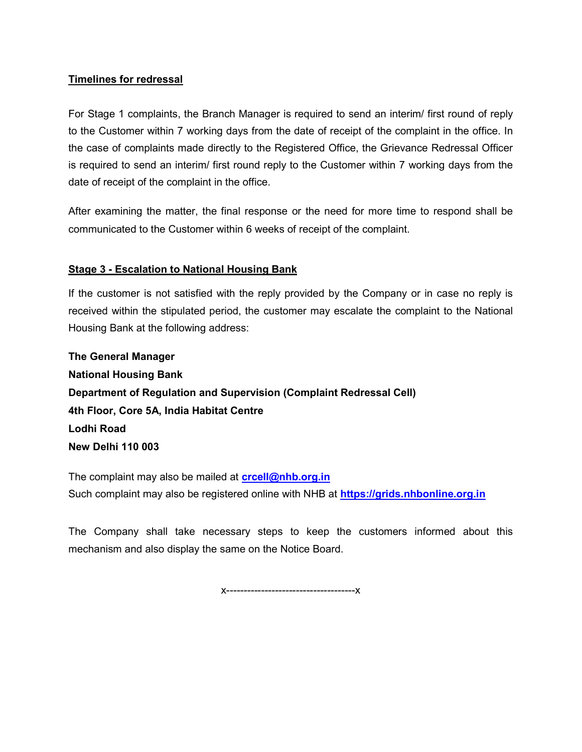**Timelines for redressal**

For Stage 1 complaints, the Branch Manager is required to send an interim/ first round of reply to the Customer within 7 working days from the date of receipt of the complaint in the office. In the case of complaints made directly to the Registered Office, the Grievance Redressal Officer is required to send an interim/ first round reply to the Customer within 7 working days from the date of receipt of the complaint in the office.

After examining the matter, the final response or the need for more time to respond shall be communicated to the Customer within 6 weeks of receipt of the complaint.

**Stage 3 - Escalation to National Housing Bank**

If the customer is not satisfied with the reply provided by the Company or in case no reply is received within the stipulated period, the customer may escalate the complaint to the National Housing Bank at the following address:

**The General Manager**
**National Housing Bank**
**Department of Regulation and Supervision (Complaint Redressal Cell)**
**4th Floor, Core 5A, India Habitat Centre**
**Lodhi Road**
**New Delhi 110 003**

The complaint may also be mailed at **crcell@nhb.org.in**
Such complaint may also be registered online with NHB at **https://grids.nhbonline.org.in**

The Company shall take necessary steps to keep the customers informed about this mechanism and also display the same on the Notice Board.

x------------------------------------x